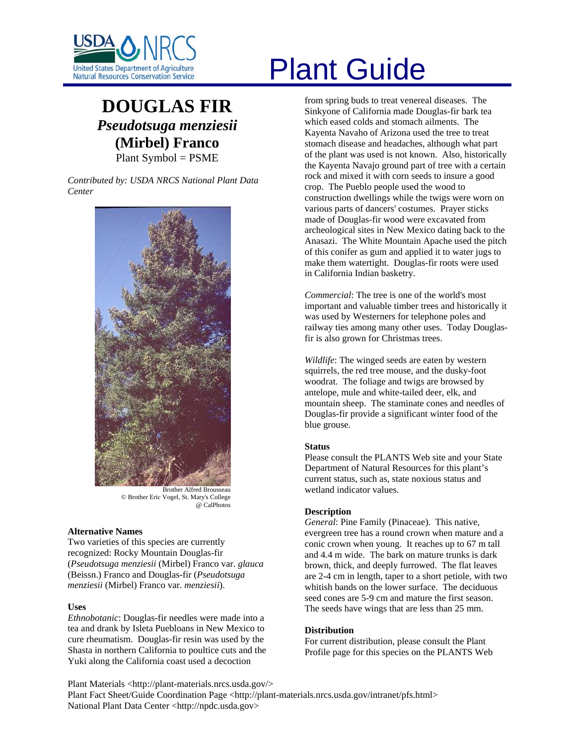# Plant Guide

## DOUGLAS FIR
### *Pseudotsuga menziesii* (Mirbel) Franco
Plant Symbol = PSME

*Contributed by: USDA NRCS National Plant Data Center*

Brother Alfred Brousseau
© Brother Eric Vogel, St. Mary's College
@ CalPhotos

### Alternative Names

Two varieties of this species are currently recognized: Rocky Mountain Douglas-fir (*Pseudotsuga menziesii* (Mirbel) Franco var. *glauca* (Beissn.) Franco and Douglas-fir (*Pseudotsuga menziesii* (Mirbel) Franco var. *menziesii*).

### Uses

*Ethnobotanic*: Douglas-fir needles were made into a tea and drank by Isleta Puebloans in New Mexico to cure rheumatism. Douglas-fir resin was used by the Shasta in northern California to poultice cuts and the Yuki along the California coast used a decoction from spring buds to treat venereal diseases. The Sinkyone of California made Douglas-fir bark tea which eased colds and stomach ailments. The Kayenta Navaho of Arizona used the tree to treat stomach disease and headaches, although what part of the plant was used is not known. Also, historically the Kayenta Navajo ground part of tree with a certain rock and mixed it with corn seeds to insure a good crop. The Pueblo people used the wood to construction dwellings while the twigs were worn on various parts of dancers' costumes. Prayer sticks made of Douglas-fir wood were excavated from archeological sites in New Mexico dating back to the Anasazi. The White Mountain Apache used the pitch of this conifer as gum and applied it to water jugs to make them watertight. Douglas-fir roots were used in California Indian basketry.

*Commercial*: The tree is one of the world's most important and valuable timber trees and historically it was used by Westerners for telephone poles and railway ties among many other uses. Today Douglas-fir is also grown for Christmas trees.

*Wildlife*: The winged seeds are eaten by western squirrels, the red tree mouse, and the dusky-foot woodrat. The foliage and twigs are browsed by antelope, mule and white-tailed deer, elk, and mountain sheep. The staminate cones and needles of Douglas-fir provide a significant winter food of the blue grouse.

### Status

Please consult the PLANTS Web site and your State Department of Natural Resources for this plant's current status, such as, state noxious status and wetland indicator values.

### Description

*General*: Pine Family (Pinaceae). This native, evergreen tree has a round crown when mature and a conic crown when young. It reaches up to 67 m tall and 4.4 m wide. The bark on mature trunks is dark brown, thick, and deeply furrowed. The flat leaves are 2-4 cm in length, taper to a short petiole, with two whitish bands on the lower surface. The deciduous seed cones are 5-9 cm and mature the first season. The seeds have wings that are less than 25 mm.

### Distribution

For current distribution, please consult the Plant Profile page for this species on the PLANTS Web

Plant Materials <http://plant-materials.nrcs.usda.gov/>
Plant Fact Sheet/Guide Coordination Page <http://plant-materials.nrcs.usda.gov/intranet/pfs.html>
National Plant Data Center <http://npdc.usda.gov>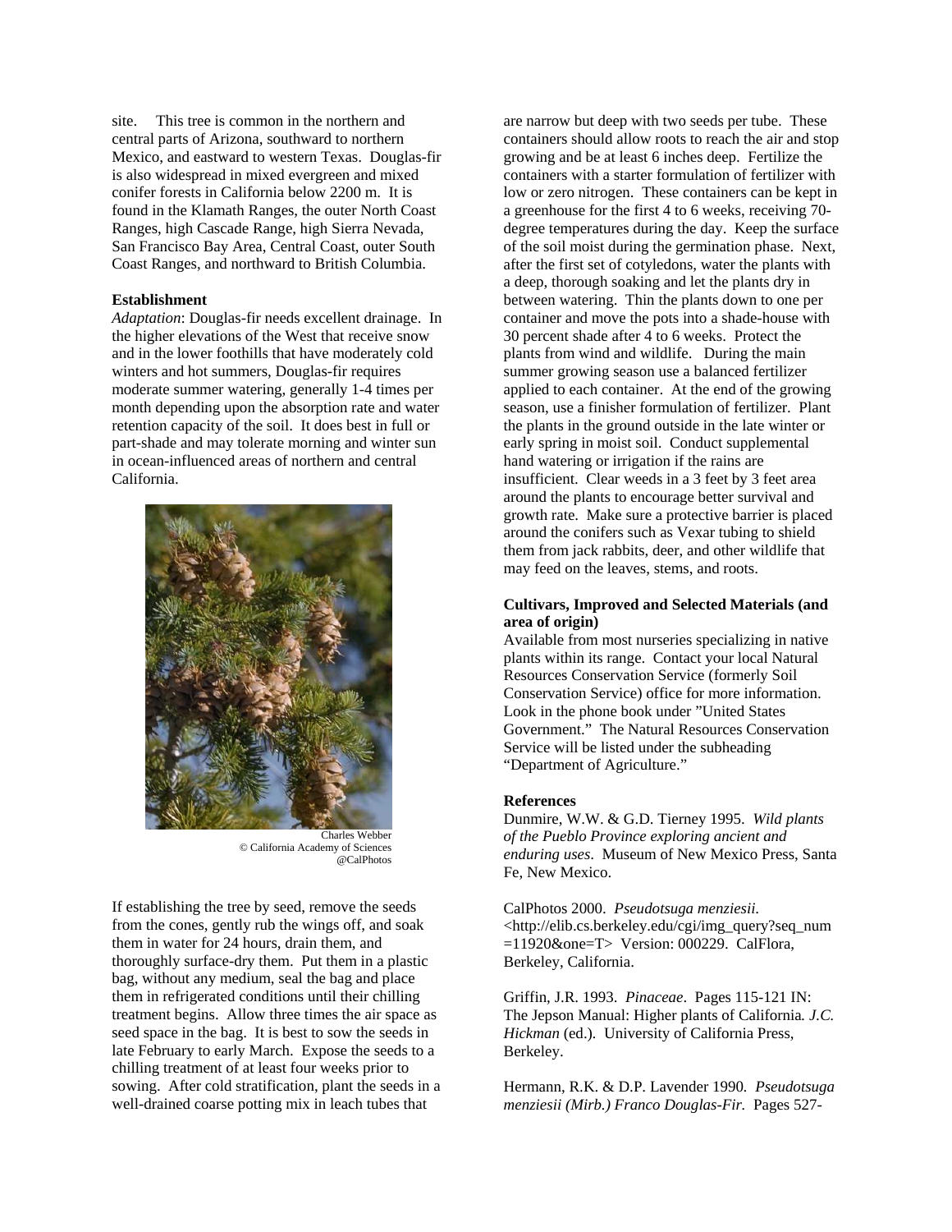site. This tree is common in the northern and central parts of Arizona, southward to northern Mexico, and eastward to western Texas. Douglas-fir is also widespread in mixed evergreen and mixed conifer forests in California below 2200 m. It is found in the Klamath Ranges, the outer North Coast Ranges, high Cascade Range, high Sierra Nevada, San Francisco Bay Area, Central Coast, outer South Coast Ranges, and northward to British Columbia.

**Establishment**

*Adaptation*: Douglas-fir needs excellent drainage. In the higher elevations of the West that receive snow and in the lower foothills that have moderately cold winters and hot summers, Douglas-fir requires moderate summer watering, generally 1-4 times per month depending upon the absorption rate and water retention capacity of the soil. It does best in full or part-shade and may tolerate morning and winter sun in ocean-influenced areas of northern and central California.

Charles Webber
© California Academy of Sciences
@CalPhotos

If establishing the tree by seed, remove the seeds from the cones, gently rub the wings off, and soak them in water for 24 hours, drain them, and thoroughly surface-dry them. Put them in a plastic bag, without any medium, seal the bag and place them in refrigerated conditions until their chilling treatment begins. Allow three times the air space as seed space in the bag. It is best to sow the seeds in late February to early March. Expose the seeds to a chilling treatment of at least four weeks prior to sowing. After cold stratification, plant the seeds in a well-drained coarse potting mix in leach tubes that are narrow but deep with two seeds per tube. These containers should allow roots to reach the air and stop growing and be at least 6 inches deep. Fertilize the containers with a starter formulation of fertilizer with low or zero nitrogen. These containers can be kept in a greenhouse for the first 4 to 6 weeks, receiving 70-degree temperatures during the day. Keep the surface of the soil moist during the germination phase. Next, after the first set of cotyledons, water the plants with a deep, thorough soaking and let the plants dry in between watering. Thin the plants down to one per container and move the pots into a shade-house with 30 percent shade after 4 to 6 weeks. Protect the plants from wind and wildlife. During the main summer growing season use a balanced fertilizer applied to each container. At the end of the growing season, use a finisher formulation of fertilizer. Plant the plants in the ground outside in the late winter or early spring in moist soil. Conduct supplemental hand watering or irrigation if the rains are insufficient. Clear weeds in a 3 feet by 3 feet area around the plants to encourage better survival and growth rate. Make sure a protective barrier is placed around the conifers such as Vexar tubing to shield them from jack rabbits, deer, and other wildlife that may feed on the leaves, stems, and roots.

**Cultivars, Improved and Selected Materials (and area of origin)**

Available from most nurseries specializing in native plants within its range. Contact your local Natural Resources Conservation Service (formerly Soil Conservation Service) office for more information. Look in the phone book under "United States Government." The Natural Resources Conservation Service will be listed under the subheading "Department of Agriculture."

**References**

Dunmire, W.W. & G.D. Tierney 1995. *Wild plants of the Pueblo Province exploring ancient and enduring uses*. Museum of New Mexico Press, Santa Fe, New Mexico.

CalPhotos 2000. *Pseudotsuga menziesii*. <http://elib.cs.berkeley.edu/cgi/img_query?seq_num=11920&one=T> Version: 000229. CalFlora, Berkeley, California.

Griffin, J.R. 1993. *Pinaceae*. Pages 115-121 IN: The Jepson Manual: Higher plants of California. *J.C. Hickman* (ed.). University of California Press, Berkeley.

Hermann, R.K. & D.P. Lavender 1990. *Pseudotsuga menziesii (Mirb.) Franco Douglas-Fir*. Pages 527-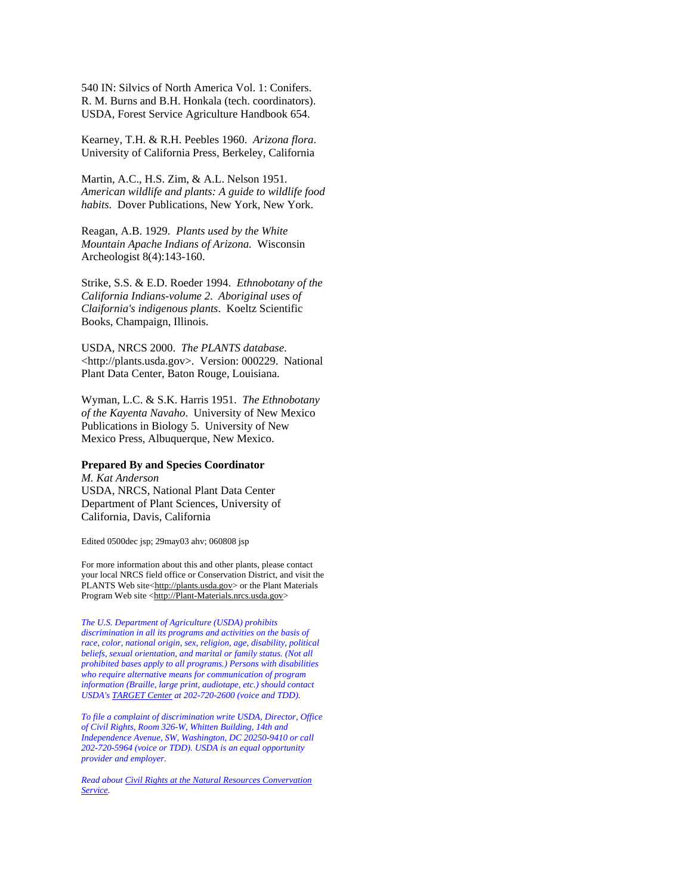540 IN: Silvics of North America Vol. 1: Conifers. R. M. Burns and B.H. Honkala (tech. coordinators). USDA, Forest Service Agriculture Handbook 654.

Kearney, T.H. & R.H. Peebles 1960. *Arizona flora*. University of California Press, Berkeley, California

Martin, A.C., H.S. Zim, & A.L. Nelson 1951. *American wildlife and plants: A guide to wildlife food habits*. Dover Publications, New York, New York.

Reagan, A.B. 1929. *Plants used by the White Mountain Apache Indians of Arizona.* Wisconsin Archeologist 8(4):143-160.

Strike, S.S. & E.D. Roeder 1994. *Ethnobotany of the California Indians-volume 2. Aboriginal uses of Claifornia's indigenous plants*. Koeltz Scientific Books, Champaign, Illinois.

USDA, NRCS 2000. *The PLANTS database*. <http://plants.usda.gov>. Version: 000229. National Plant Data Center, Baton Rouge, Louisiana.

Wyman, L.C. & S.K. Harris 1951. *The Ethnobotany of the Kayenta Navaho*. University of New Mexico Publications in Biology 5. University of New Mexico Press, Albuquerque, New Mexico.

**Prepared By and Species Coordinator**

*M. Kat Anderson*
USDA, NRCS, National Plant Data Center
Department of Plant Sciences, University of California, Davis, California

Edited 0500dec jsp; 29may03 ahv; 060808 jsp

For more information about this and other plants, please contact your local NRCS field office or Conservation District, and visit the PLANTS Web site<http://plants.usda.gov> or the Plant Materials Program Web site <http://Plant-Materials.nrcs.usda.gov>

*The U.S. Department of Agriculture (USDA) prohibits discrimination in all its programs and activities on the basis of race, color, national origin, sex, religion, age, disability, political beliefs, sexual orientation, and marital or family status. (Not all prohibited bases apply to all programs.) Persons with disabilities who require alternative means for communication of program information (Braille, large print, audiotape, etc.) should contact USDA's TARGET Center at 202-720-2600 (voice and TDD).*

*To file a complaint of discrimination write USDA, Director, Office of Civil Rights, Room 326-W, Whitten Building, 14th and Independence Avenue, SW, Washington, DC 20250-9410 or call 202-720-5964 (voice or TDD). USDA is an equal opportunity provider and employer.*

*Read about Civil Rights at the Natural Resources Convervation Service.*